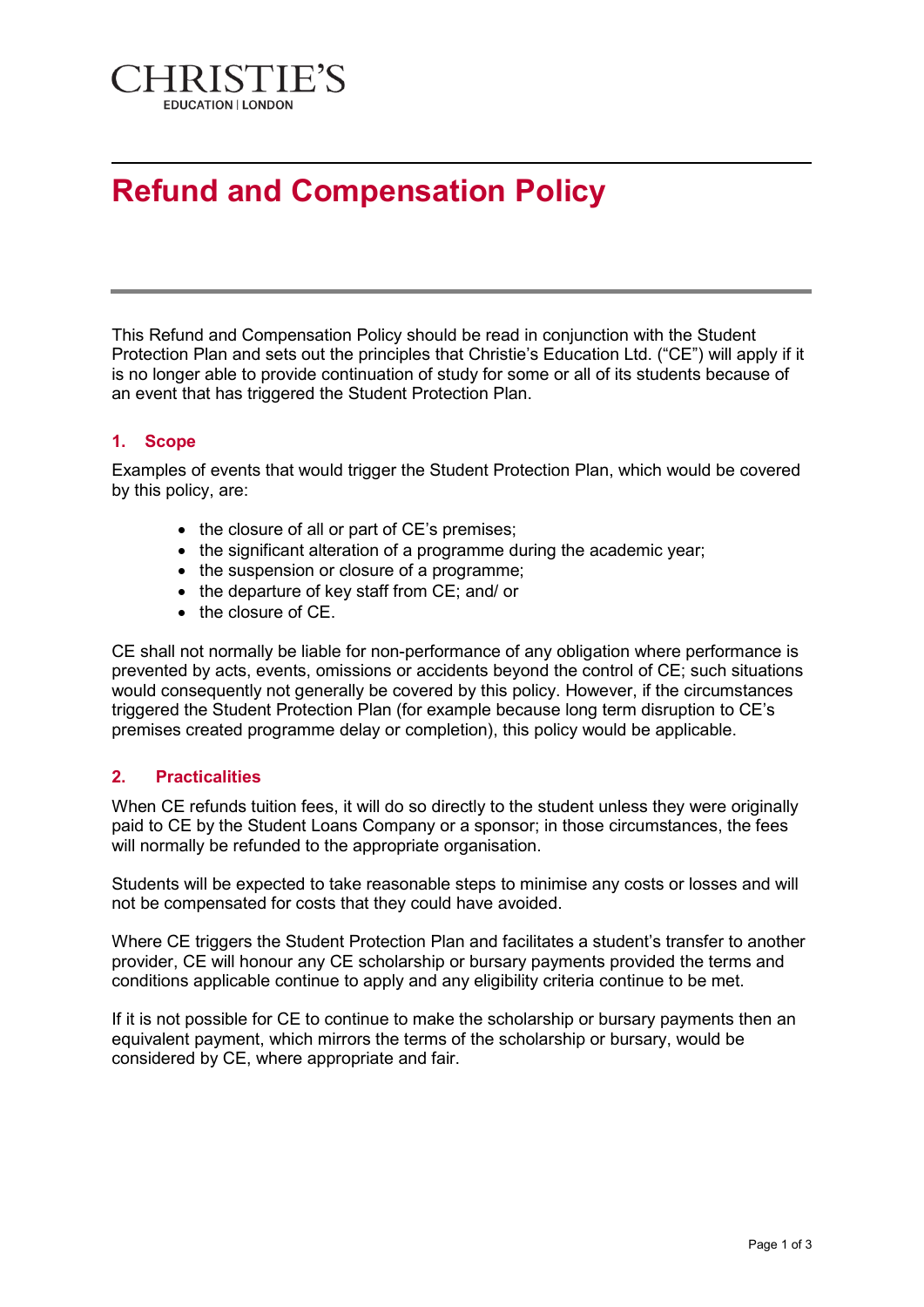CHRISTIE'S
EDUCATION | LONDON

# Refund and Compensation Policy

This Refund and Compensation Policy should be read in conjunction with the Student Protection Plan and sets out the principles that Christie's Education Ltd. ("CE") will apply if it is no longer able to provide continuation of study for some or all of its students because of an event that has triggered the Student Protection Plan.

## 1. Scope

Examples of events that would trigger the Student Protection Plan, which would be covered by this policy, are:

- the closure of all or part of CE's premises;
- the significant alteration of a programme during the academic year;
- the suspension or closure of a programme;
- the departure of key staff from CE; and/ or
- the closure of CE.

CE shall not normally be liable for non-performance of any obligation where performance is prevented by acts, events, omissions or accidents beyond the control of CE; such situations would consequently not generally be covered by this policy. However, if the circumstances triggered the Student Protection Plan (for example because long term disruption to CE's premises created programme delay or completion), this policy would be applicable.

## 2. Practicalities

When CE refunds tuition fees, it will do so directly to the student unless they were originally paid to CE by the Student Loans Company or a sponsor; in those circumstances, the fees will normally be refunded to the appropriate organisation.

Students will be expected to take reasonable steps to minimise any costs or losses and will not be compensated for costs that they could have avoided.

Where CE triggers the Student Protection Plan and facilitates a student's transfer to another provider, CE will honour any CE scholarship or bursary payments provided the terms and conditions applicable continue to apply and any eligibility criteria continue to be met.

If it is not possible for CE to continue to make the scholarship or bursary payments then an equivalent payment, which mirrors the terms of the scholarship or bursary, would be considered by CE, where appropriate and fair.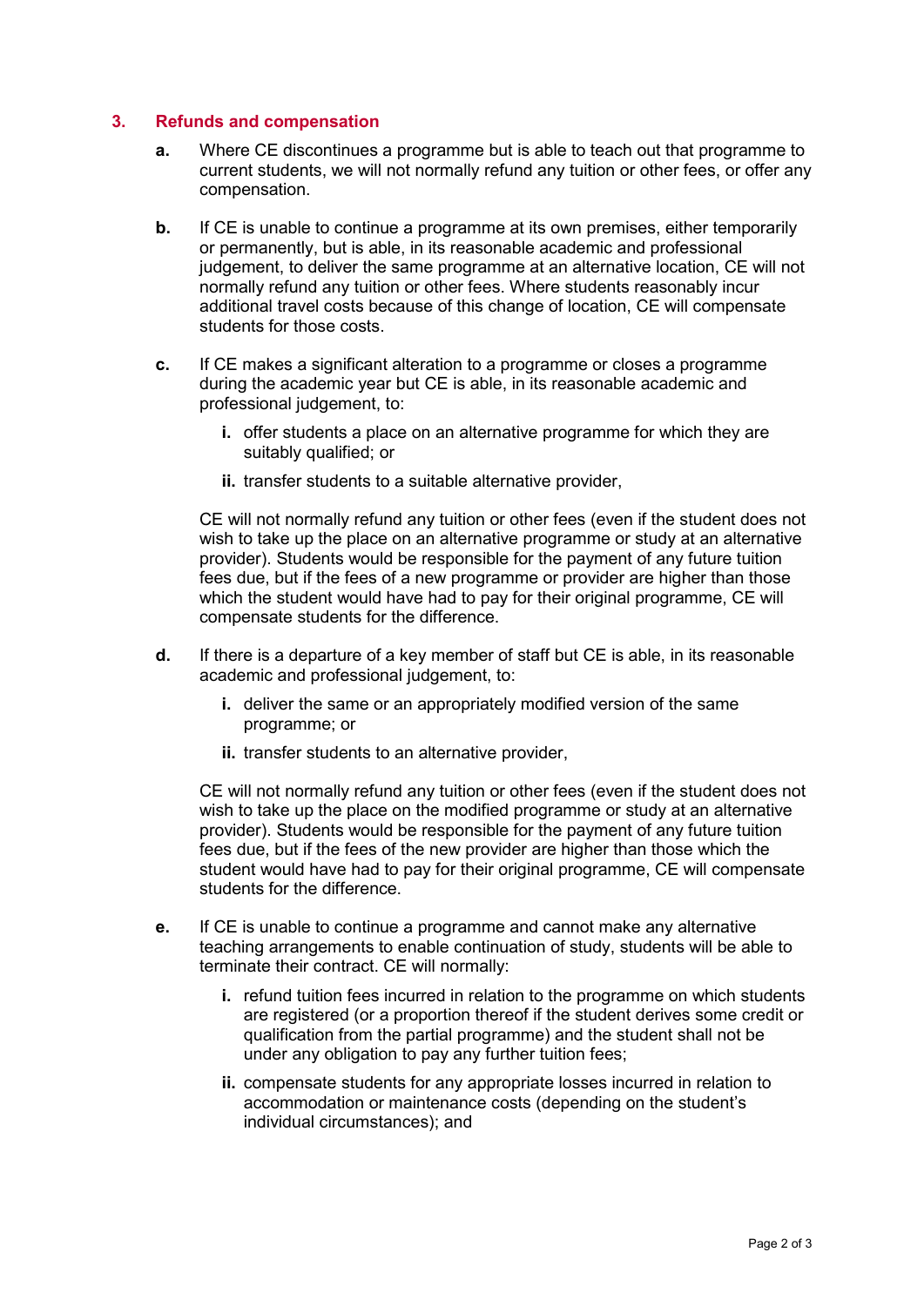## 3. Refunds and compensation

**a.** Where CE discontinues a programme but is able to teach out that programme to current students, we will not normally refund any tuition or other fees, or offer any compensation.

**b.** If CE is unable to continue a programme at its own premises, either temporarily or permanently, but is able, in its reasonable academic and professional judgement, to deliver the same programme at an alternative location, CE will not normally refund any tuition or other fees. Where students reasonably incur additional travel costs because of this change of location, CE will compensate students for those costs.

**c.** If CE makes a significant alteration to a programme or closes a programme during the academic year but CE is able, in its reasonable academic and professional judgement, to:

   **i.** offer students a place on an alternative programme for which they are suitably qualified; or

   **ii.** transfer students to a suitable alternative provider,

   CE will not normally refund any tuition or other fees (even if the student does not wish to take up the place on an alternative programme or study at an alternative provider). Students would be responsible for the payment of any future tuition fees due, but if the fees of a new programme or provider are higher than those which the student would have had to pay for their original programme, CE will compensate students for the difference.

**d.** If there is a departure of a key member of staff but CE is able, in its reasonable academic and professional judgement, to:

   **i.** deliver the same or an appropriately modified version of the same programme; or

   **ii.** transfer students to an alternative provider,

   CE will not normally refund any tuition or other fees (even if the student does not wish to take up the place on the modified programme or study at an alternative provider). Students would be responsible for the payment of any future tuition fees due, but if the fees of the new provider are higher than those which the student would have had to pay for their original programme, CE will compensate students for the difference.

**e.** If CE is unable to continue a programme and cannot make any alternative teaching arrangements to enable continuation of study, students will be able to terminate their contract. CE will normally:

   **i.** refund tuition fees incurred in relation to the programme on which students are registered (or a proportion thereof if the student derives some credit or qualification from the partial programme) and the student shall not be under any obligation to pay any further tuition fees;

   **ii.** compensate students for any appropriate losses incurred in relation to accommodation or maintenance costs (depending on the student's individual circumstances); and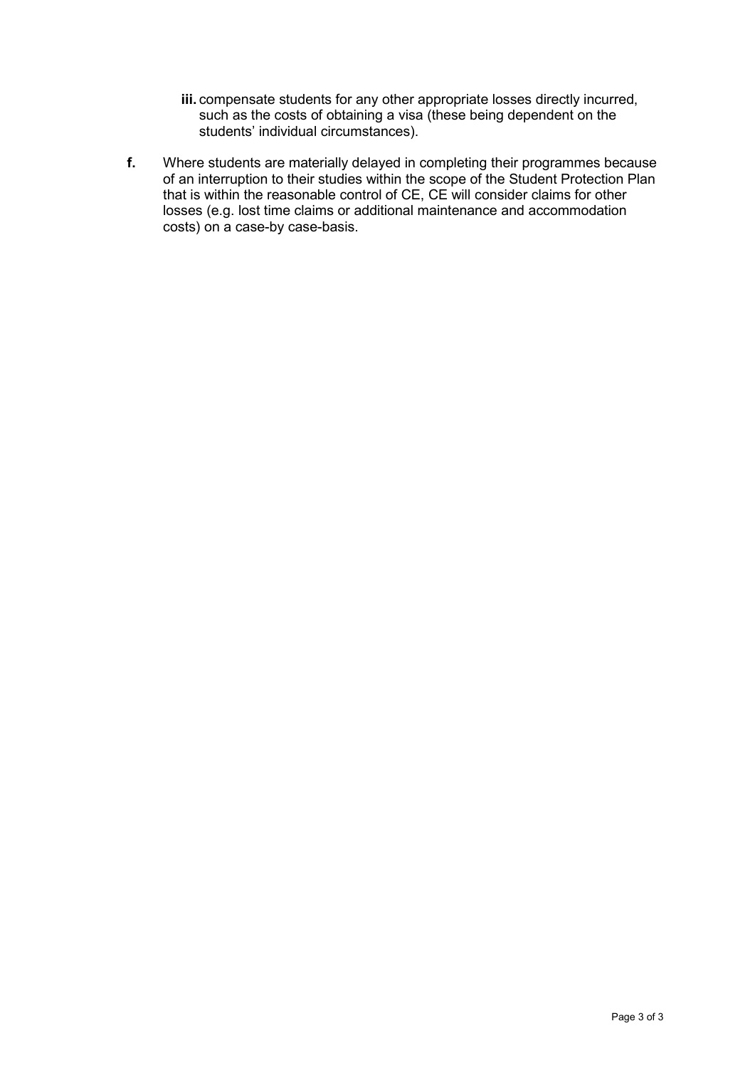**iii.** compensate students for any other appropriate losses directly incurred, such as the costs of obtaining a visa (these being dependent on the students' individual circumstances).

**f.** Where students are materially delayed in completing their programmes because of an interruption to their studies within the scope of the Student Protection Plan that is within the reasonable control of CE, CE will consider claims for other losses (e.g. lost time claims or additional maintenance and accommodation costs) on a case-by case-basis.